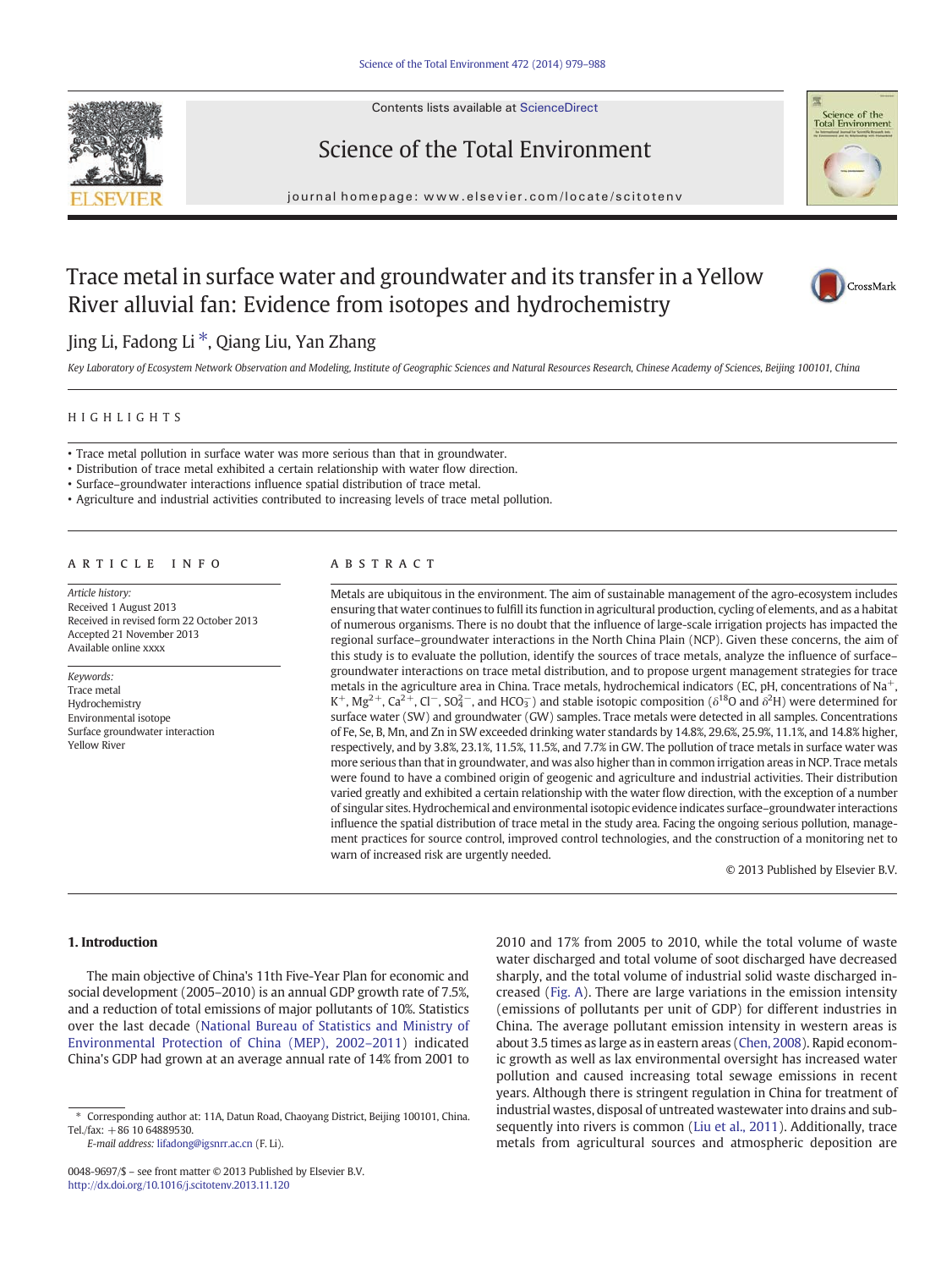# Trace metal in surface water and groundwater and its transfer in a Yellow River alluvial fan: Evidence from isotopes and hydrochemistry

Jing Li, Fadong Li *, Qiang Liu, Yan Zhang

*Key Laboratory of Ecosystem Network Observation and Modeling, Institute of Geographic Sciences and Natural Resources Research, Chinese Academy of Sciences, Beijing 100101, China*

## HIGHLIGHTS

- Trace metal pollution in surface water was more serious than that in groundwater.
- Distribution of trace metal exhibited a certain relationship with water flow direction.
- Surface–groundwater interactions influence spatial distribution of trace metal.
- Agriculture and industrial activities contributed to increasing levels of trace metal pollution.

## ARTICLE INFO

*Article history:*
Received 1 August 2013
Received in revised form 22 October 2013
Accepted 21 November 2013
Available online xxxx

*Keywords:*
Trace metal
Hydrochemistry
Environmental isotope
Surface groundwater interaction
Yellow River

## ABSTRACT

Metals are ubiquitous in the environment. The aim of sustainable management of the agro-ecosystem includes ensuring that water continues to fulfill its function in agricultural production, cycling of elements, and as a habitat of numerous organisms. There is no doubt that the influence of large-scale irrigation projects has impacted the regional surface–groundwater interactions in the North China Plain (NCP). Given these concerns, the aim of this study is to evaluate the pollution, identify the sources of trace metals, analyze the influence of surface–groundwater interactions on trace metal distribution, and to propose urgent management strategies for trace metals in the agriculture area in China. Trace metals, hydrochemical indicators (EC, pH, concentrations of $Na^+$, $K^+$, $Mg^{2+}$, $Ca^{2+}$, $Cl^-$, $SO_4^{2-}$, and $HCO_3^-$) and stable isotopic composition ($\delta^{18}O$ and $\delta^2H$) were determined for surface water (SW) and groundwater (GW) samples. Trace metals were detected in all samples. Concentrations of Fe, Se, B, Mn, and Zn in SW exceeded drinking water standards by 14.8%, 29.6%, 25.9%, 11.1%, and 14.8% higher, respectively, and by 3.8%, 23.1%, 11.5%, 11.5%, and 7.7% in GW. The pollution of trace metals in surface water was more serious than that in groundwater, and was also higher than in common irrigation areas in NCP. Trace metals were found to have a combined origin of geogenic and agriculture and industrial activities. Their distribution varied greatly and exhibited a certain relationship with the water flow direction, with the exception of a number of singular sites. Hydrochemical and environmental isotopic evidence indicates surface–groundwater interactions influence the spatial distribution of trace metal in the study area. Facing the ongoing serious pollution, management practices for source control, improved control technologies, and the construction of a monitoring net to warn of increased risk are urgently needed.

© 2013 Published by Elsevier B.V.

## 1. Introduction

The main objective of China's 11th Five-Year Plan for economic and social development (2005–2010) is an annual GDP growth rate of 7.5%, and a reduction of total emissions of major pollutants of 10%. Statistics over the last decade (National Bureau of Statistics and Ministry of Environmental Protection of China (MEP), 2002–2011) indicated China's GDP had grown at an average annual rate of 14% from 2001 to 2010 and 17% from 2005 to 2010, while the total volume of waste water discharged and total volume of soot discharged have decreased sharply, and the total volume of industrial solid waste discharged increased (Fig. A). There are large variations in the emission intensity (emissions of pollutants per unit of GDP) for different industries in China. The average pollutant emission intensity in western areas is about 3.5 times as large as in eastern areas (Chen, 2008). Rapid economic growth as well as lax environmental oversight has increased water pollution and caused increasing total sewage emissions in recent years. Although there is stringent regulation in China for treatment of industrial wastes, disposal of untreated wastewater into drains and subsequently into rivers is common (Liu et al., 2011). Additionally, trace metals from agricultural sources and atmospheric deposition are

---

* Corresponding author at: 11A, Datun Road, Chaoyang District, Beijing 100101, China. Tel./fax: +86 10 64889530.
*E-mail address:* lifadong@igsnrr.ac.cn (F. Li).

0048-9697/$ – see front matter © 2013 Published by Elsevier B.V.
http://dx.doi.org/10.1016/j.scitotenv.2013.11.120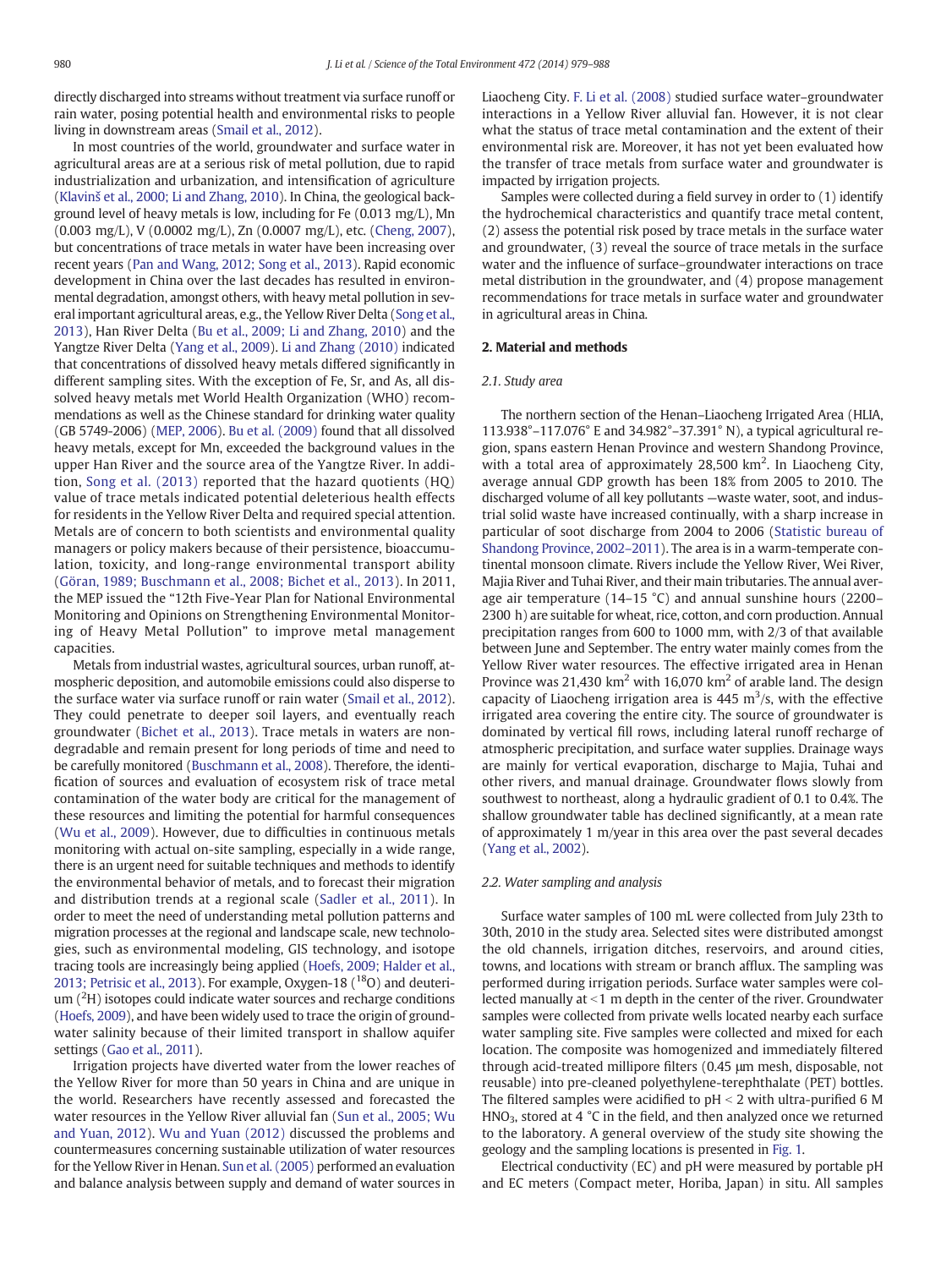directly discharged into streams without treatment via surface runoff or rain water, posing potential health and environmental risks to people living in downstream areas (Smail et al., 2012).

In most countries of the world, groundwater and surface water in agricultural areas are at a serious risk of metal pollution, due to rapid industrialization and urbanization, and intensification of agriculture (Klavinš et al., 2000; Li and Zhang, 2010). In China, the geological background level of heavy metals is low, including for Fe (0.013 mg/L), Mn (0.003 mg/L), V (0.0002 mg/L), Zn (0.0007 mg/L), etc. (Cheng, 2007), but concentrations of trace metals in water have been increasing over recent years (Pan and Wang, 2012; Song et al., 2013). Rapid economic development in China over the last decades has resulted in environmental degradation, amongst others, with heavy metal pollution in several important agricultural areas, e.g., the Yellow River Delta (Song et al., 2013), Han River Delta (Bu et al., 2009; Li and Zhang, 2010) and the Yangtze River Delta (Yang et al., 2009). Li and Zhang (2010) indicated that concentrations of dissolved heavy metals differed significantly in different sampling sites. With the exception of Fe, Sr, and As, all dissolved heavy metals met World Health Organization (WHO) recommendations as well as the Chinese standard for drinking water quality (GB 5749-2006) (MEP, 2006). Bu et al. (2009) found that all dissolved heavy metals, except for Mn, exceeded the background values in the upper Han River and the source area of the Yangtze River. In addition, Song et al. (2013) reported that the hazard quotients (HQ) value of trace metals indicated potential deleterious health effects for residents in the Yellow River Delta and required special attention. Metals are of concern to both scientists and environmental quality managers or policy makers because of their persistence, bioaccumulation, toxicity, and long-range environmental transport ability (Göran, 1989; Buschmann et al., 2008; Bichet et al., 2013). In 2011, the MEP issued the "12th Five-Year Plan for National Environmental Monitoring and Opinions on Strengthening Environmental Monitoring of Heavy Metal Pollution" to improve metal management capacities.

Metals from industrial wastes, agricultural sources, urban runoff, atmospheric deposition, and automobile emissions could also disperse to the surface water via surface runoff or rain water (Smail et al., 2012). They could penetrate to deeper soil layers, and eventually reach groundwater (Bichet et al., 2013). Trace metals in waters are nondegradable and remain present for long periods of time and need to be carefully monitored (Buschmann et al., 2008). Therefore, the identification of sources and evaluation of ecosystem risk of trace metal contamination of the water body are critical for the management of these resources and limiting the potential for harmful consequences (Wu et al., 2009). However, due to difficulties in continuous metals monitoring with actual on-site sampling, especially in a wide range, there is an urgent need for suitable techniques and methods to identify the environmental behavior of metals, and to forecast their migration and distribution trends at a regional scale (Sadler et al., 2011). In order to meet the need of understanding metal pollution patterns and migration processes at the regional and landscape scale, new technologies, such as environmental modeling, GIS technology, and isotope tracing tools are increasingly being applied (Hoefs, 2009; Halder et al., 2013; Petrisic et al., 2013). For example, Oxygen-18 ($^{18}O$) and deuterium ($^{2}H$) isotopes could indicate water sources and recharge conditions (Hoefs, 2009), and have been widely used to trace the origin of groundwater salinity because of their limited transport in shallow aquifer settings (Gao et al., 2011).

Irrigation projects have diverted water from the lower reaches of the Yellow River for more than 50 years in China and are unique in the world. Researchers have recently assessed and forecasted the water resources in the Yellow River alluvial fan (Sun et al., 2005; Wu and Yuan, 2012). Wu and Yuan (2012) discussed the problems and countermeasures concerning sustainable utilization of water resources for the Yellow River in Henan. Sun et al. (2005) performed an evaluation and balance analysis between supply and demand of water sources in Liaocheng City. F. Li et al. (2008) studied surface water–groundwater interactions in a Yellow River alluvial fan. However, it is not clear what the status of trace metal contamination and the extent of their environmental risk are. Moreover, it has not yet been evaluated how the transfer of trace metals from surface water and groundwater is impacted by irrigation projects.

Samples were collected during a field survey in order to (1) identify the hydrochemical characteristics and quantify trace metal content, (2) assess the potential risk posed by trace metals in the surface water and groundwater, (3) reveal the source of trace metals in the surface water and the influence of surface–groundwater interactions on trace metal distribution in the groundwater, and (4) propose management recommendations for trace metals in surface water and groundwater in agricultural areas in China.

## 2. Material and methods

### 2.1. Study area

The northern section of the Henan–Liaocheng Irrigated Area (HLIA, 113.938°–117.076° E and 34.982°–37.391° N), a typical agricultural region, spans eastern Henan Province and western Shandong Province, with a total area of approximately 28,500 km$^2$. In Liaocheng City, average annual GDP growth has been 18% from 2005 to 2010. The discharged volume of all key pollutants —waste water, soot, and industrial solid waste have increased continually, with a sharp increase in particular of soot discharge from 2004 to 2006 (Statistic bureau of Shandong Province, 2002–2011). The area is in a warm-temperate continental monsoon climate. Rivers include the Yellow River, Wei River, Majia River and Tuhai River, and their main tributaries. The annual average air temperature (14–15 °C) and annual sunshine hours (2200–2300 h) are suitable for wheat, rice, cotton, and corn production. Annual precipitation ranges from 600 to 1000 mm, with 2/3 of that available between June and September. The entry water mainly comes from the Yellow River water resources. The effective irrigated area in Henan Province was 21,430 km$^2$ with 16,070 km$^2$ of arable land. The design capacity of Liaocheng irrigation area is 445 m$^3$/s, with the effective irrigated area covering the entire city. The source of groundwater is dominated by vertical fill rows, including lateral runoff recharge of atmospheric precipitation, and surface water supplies. Drainage ways are mainly for vertical evaporation, discharge to Majia, Tuhai and other rivers, and manual drainage. Groundwater flows slowly from southwest to northeast, along a hydraulic gradient of 0.1 to 0.4%. The shallow groundwater table has declined significantly, at a mean rate of approximately 1 m/year in this area over the past several decades (Yang et al., 2002).

### 2.2. Water sampling and analysis

Surface water samples of 100 mL were collected from July 23th to 30th, 2010 in the study area. Selected sites were distributed amongst the old channels, irrigation ditches, reservoirs, and around cities, towns, and locations with stream or branch afflux. The sampling was performed during irrigation periods. Surface water samples were collected manually at <1 m depth in the center of the river. Groundwater samples were collected from private wells located nearby each surface water sampling site. Five samples were collected and mixed for each location. The sample was homogenized and immediately filtered through acid-treated millipore filters (0.45 μm mesh, disposable, not reusable) into pre-cleaned polyethylene-terephthalate (PET) bottles. The filtered samples were acidified to pH < 2 with ultra-purified 6 M $HNO_3$, stored at 4 °C in the field, and then analyzed once we returned to the laboratory. A general overview of the study site showing the geology and the sampling locations is presented in Fig. 1.

Electrical conductivity (EC) and pH were measured by portable pH and EC meters (Compact meter, Horiba, Japan) in situ. All samples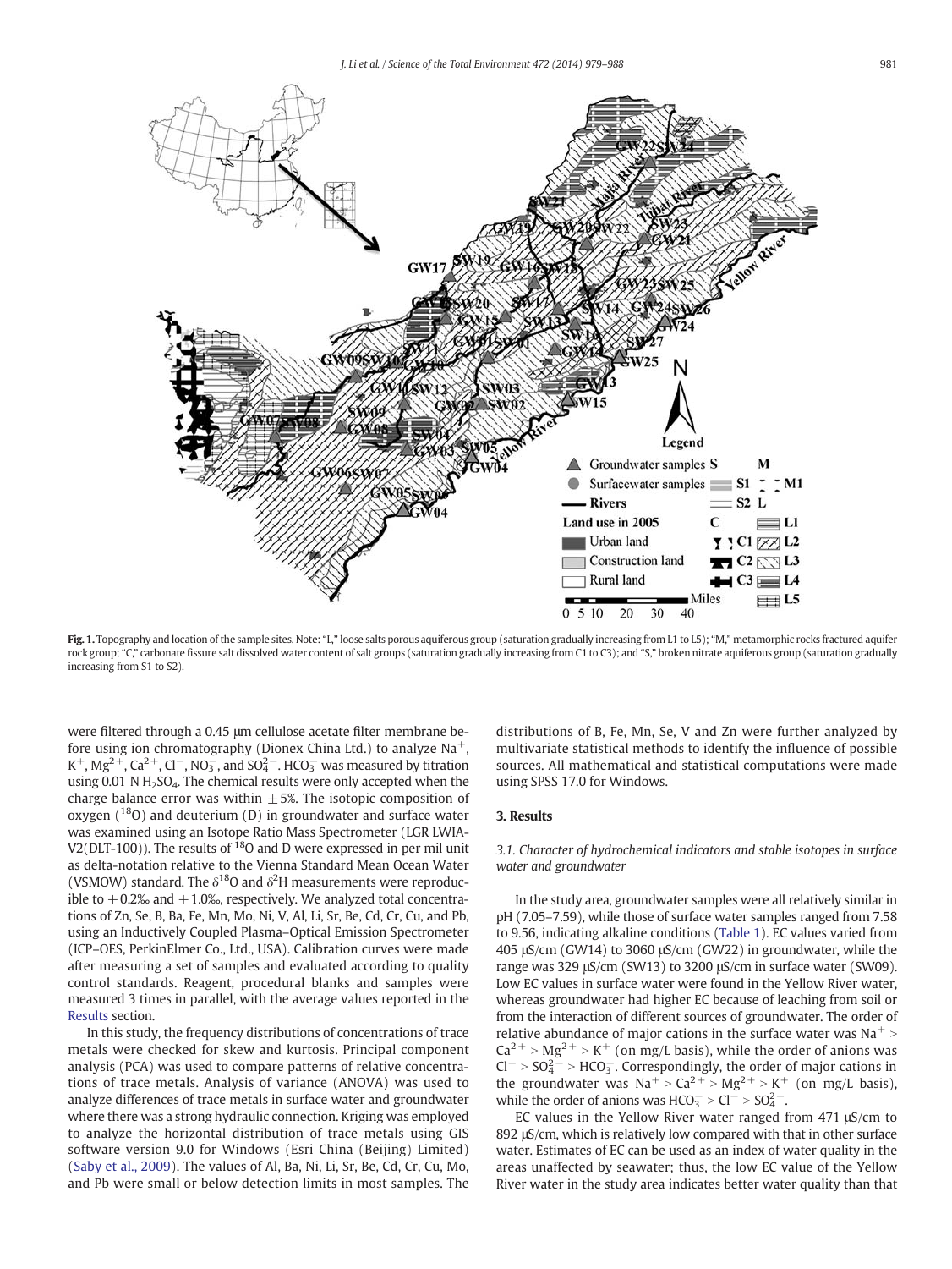**Fig. 1.** Topography and location of the sample sites. Note: "L," loose salts porous aquiferous group (saturation gradually increasing from L1 to L5); "M," metamorphic rocks fractured aquifer rock group; "C," carbonate fissure salt dissolved water content of salt groups (saturation gradually increasing from C1 to C3); and "S," broken nitrate aquiferous group (saturation gradually increasing from S1 to S2).

were filtered through a 0.45 μm cellulose acetate filter membrane before using ion chromatography (Dionex China Ltd.) to analyze $Na^+$, $K^+$, $Mg^{2+}$, $Ca^{2+}$, $Cl^-$, $NO_3^-$, and $SO_4^{2-}$. $HCO_3^-$ was measured by titration using 0.01 N $H_2SO_4$. The chemical results were only accepted when the charge balance error was within ±5%. The isotopic composition of oxygen ($^{18}O$) and deuterium (D) in groundwater and surface water was examined using an Isotope Ratio Mass Spectrometer (LGR LWIA-V2(DLT-100)). The results of $^{18}O$ and D were expressed in per mil unit as delta-notation relative to the Vienna Standard Mean Ocean Water (VSMOW) standard. The $\delta^{18}O$ and $\delta^2H$ measurements were reproducible to ±0.2‰ and ±1.0‰, respectively. We analyzed total concentrations of Zn, Se, B, Ba, Fe, Mn, Mo, Ni, V, Al, Li, Sr, Be, Cd, Cr, Cu, and Pb, using an Inductively Coupled Plasma–Optical Emission Spectrometer (ICP–OES, PerkinElmer Co., Ltd., USA). Calibration curves were made after measuring a set of samples and evaluated according to quality control standards. Reagent, procedural blanks and samples were measured 3 times in parallel, with the average values reported in the Results section.

In this study, the frequency distributions of concentrations of trace metals were checked for skew and kurtosis. Principal component analysis (PCA) was used to compare patterns of relative concentrations of trace metals. Analysis of variance (ANOVA) was used to analyze differences of trace metals in surface water and groundwater where there was a strong hydraulic connection. Kriging was employed to analyze the horizontal distribution of trace metals using GIS software version 9.0 for Windows (Esri China (Beijing) Limited) (Saby et al., 2009). The values of Al, Ba, Ni, Li, Sr, Be, Cd, Cr, Cu, Mo, and Pb were small or below detection limits in most samples. The distributions of B, Fe, Mn, Se, V and Zn were further analyzed by multivariate statistical methods to identify the influence of possible sources. All mathematical and statistical computations were made using SPSS 17.0 for Windows.

## 3. Results

### 3.1. Character of hydrochemical indicators and stable isotopes in surface water and groundwater

In the study area, groundwater samples were all relatively similar in pH (7.05–7.59), while those of surface water samples ranged from 7.58 to 9.56, indicating alkaline conditions (Table 1). EC values varied from 405 μS/cm (GW14) to 3060 μS/cm (GW22) in groundwater, while the range was 329 μS/cm (SW13) to 3200 μS/cm in surface water (SW09). Low EC values in surface water were found in the Yellow River water, whereas groundwater had higher EC because of leaching from soil or from the interaction of different sources of groundwater. The order of relative abundance of major cations in the surface water was $Na^+ > Ca^{2+} > Mg^{2+} > K^+$ (on mg/L basis), while the order of anions was $Cl^- > SO_4^{2-} > HCO_3^-$. Correspondingly, the order of major cations in the groundwater was $Na^+ > Ca^{2+} > Mg^{2+} > K^+$ (on mg/L basis), while the order of anions was $HCO_3^- > Cl^- > SO_4^{2-}$.

EC values in the Yellow River water ranged from 471 μS/cm to 892 μS/cm, which is relatively low compared with that in other surface water. Estimates of EC can be used as an index of water quality in the areas unaffected by seawater; thus, the low EC value of the Yellow River water in the study area indicates better water quality than that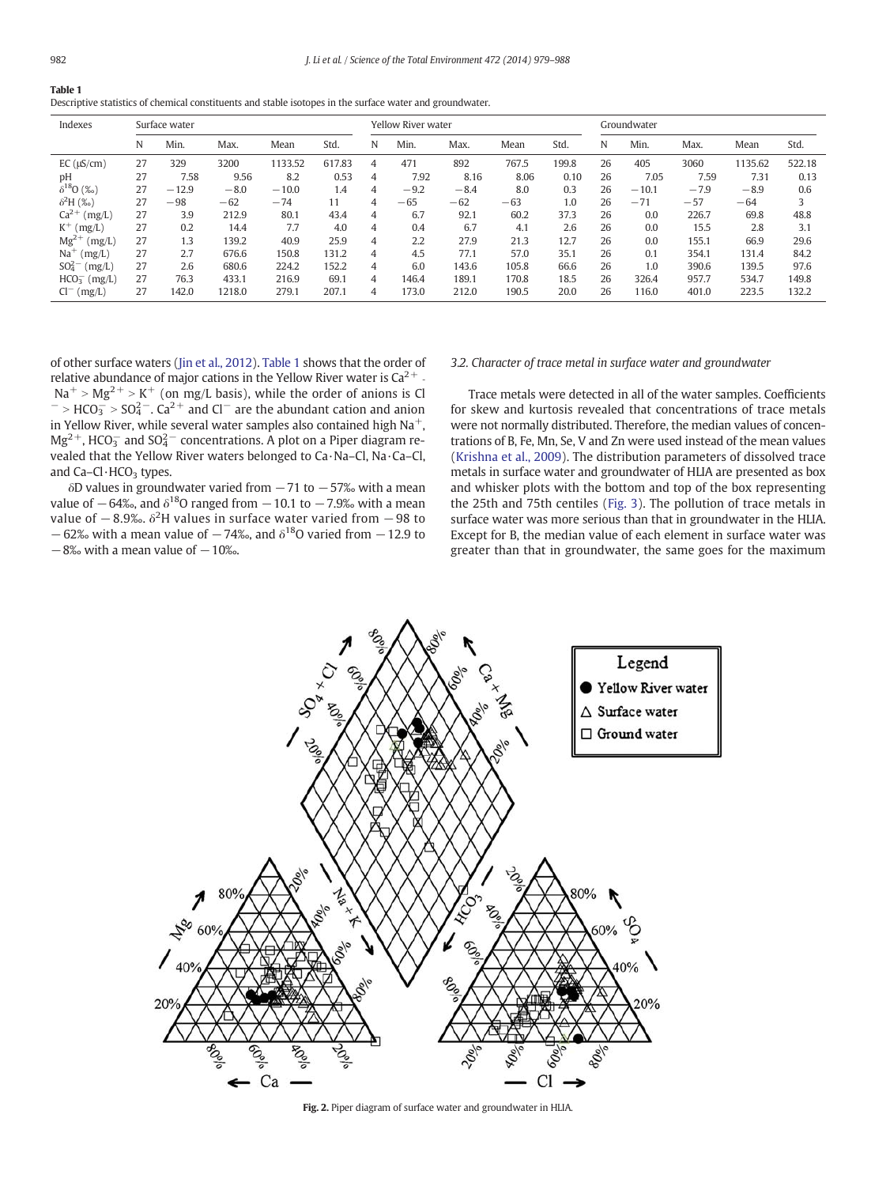**Table 1**
Descriptive statistics of chemical constituents and stable isotopes in the surface water and groundwater.

| Indexes | Surface water | | | | | Yellow River water | | | | | Groundwater | | | | |
|---|---|---|---|---|---|---|---|---|---|---|---|---|---|---|---|
| | N | Min. | Max. | Mean | Std. | N | Min. | Max. | Mean | Std. | N | Min. | Max. | Mean | Std. |
| EC (μS/cm) | 27 | 329 | 3200 | 1133.52 | 617.83 | 4 | 471 | 892 | 767.5 | 199.8 | 26 | 405 | 3060 | 1135.62 | 522.18 |
| pH | 27 | 7.58 | 9.56 | 8.2 | 0.53 | 4 | 7.92 | 8.16 | 8.06 | 0.10 | 26 | 7.05 | 7.59 | 7.31 | 0.13 |
| $\delta^{18}O$ (‰) | 27 | −12.9 | −8.0 | −10.0 | 1.4 | 4 | −9.2 | −8.4 | 8.0 | 0.3 | 26 | −10.1 | −7.9 | −8.9 | 0.6 |
| $\delta^{2}H$ (‰) | 27 | −98 | −62 | −74 | 11 | 4 | −65 | −62 | −63 | 1.0 | 26 | −71 | −57 | −64 | 3 |
| $Ca^{2+}$ (mg/L) | 27 | 3.9 | 212.9 | 80.1 | 43.4 | 4 | 6.7 | 92.1 | 60.2 | 37.3 | 26 | 0.0 | 226.7 | 69.8 | 48.8 |
| $K^{+}$ (mg/L) | 27 | 0.2 | 14.4 | 7.7 | 4.0 | 4 | 0.4 | 6.7 | 4.1 | 2.6 | 26 | 0.0 | 15.5 | 2.8 | 3.1 |
| $Mg^{2+}$ (mg/L) | 27 | 1.3 | 139.2 | 40.9 | 25.9 | 4 | 2.2 | 27.9 | 21.3 | 12.7 | 26 | 0.0 | 155.1 | 66.9 | 29.6 |
| $Na^{+}$ (mg/L) | 27 | 2.7 | 676.6 | 150.8 | 131.2 | 4 | 4.5 | 77.1 | 57.0 | 35.1 | 26 | 0.1 | 354.1 | 131.4 | 84.2 |
| $SO_4^{2-}$ (mg/L) | 27 | 2.6 | 680.6 | 224.2 | 152.2 | 4 | 6.0 | 143.6 | 105.8 | 66.6 | 26 | 1.0 | 390.6 | 139.5 | 97.6 |
| $HCO_3^{-}$ (mg/L) | 27 | 76.3 | 433.1 | 216.9 | 69.1 | 4 | 146.4 | 189.1 | 170.8 | 18.5 | 26 | 326.4 | 957.7 | 534.7 | 149.8 |
| $Cl^{-}$ (mg/L) | 27 | 142.0 | 1218.0 | 279.1 | 207.1 | 4 | 173.0 | 212.0 | 190.5 | 20.0 | 26 | 116.0 | 401.0 | 223.5 | 132.2 |

of other surface waters (Jin et al., 2012). Table 1 shows that the order of relative abundance of major cations in the Yellow River water is $Ca^{2+} > Na^{+} > Mg^{2+} > K^{+}$ (on mg/L basis), while the order of anions is $Cl^{-} > HCO_3^{-} > SO_4^{2-}$. $Ca^{2+}$ and $Cl^{-}$ are the abundant cation and anion in Yellow River, while several water samples also contained high $Na^{+}$, $Mg^{2+}$, $HCO_3^{-}$ and $SO_4^{2-}$ concentrations. A plot on a Piper diagram revealed that the Yellow River waters belonged to Ca·Na–Cl, Na·Ca–Cl, and Ca–Cl·$HCO_3$ types.

δD values in groundwater varied from −71 to −57‰ with a mean value of −64‰, and $\delta^{18}O$ ranged from −10.1 to −7.9‰ with a mean value of −8.9‰. $\delta^{2}H$ values in surface water varied from −98 to −62‰ with a mean value of −74‰, and $\delta^{18}O$ varied from −12.9 to −8‰ with a mean value of −10‰.

### 3.2. Character of trace metal in surface water and groundwater

Trace metals were detected in all of the water samples. Coefficients for skew and kurtosis revealed that concentrations of trace metals were not normally distributed. Therefore, the median values of concentrations of B, Fe, Mn, Se, V and Zn were used instead of the mean values (Krishna et al., 2009). The distribution parameters of dissolved trace metals in surface water and groundwater of HLIA are presented as box and whisker plots with the bottom and top of the box representing the 25th and 75th centiles (Fig. 3). The pollution of trace metals in surface water was more serious than that in groundwater in the HLIA. Except for B, the median value of each element in surface water was greater than that in groundwater, the same goes for the maximum

**Fig. 2.** Piper diagram of surface water and groundwater in HLIA.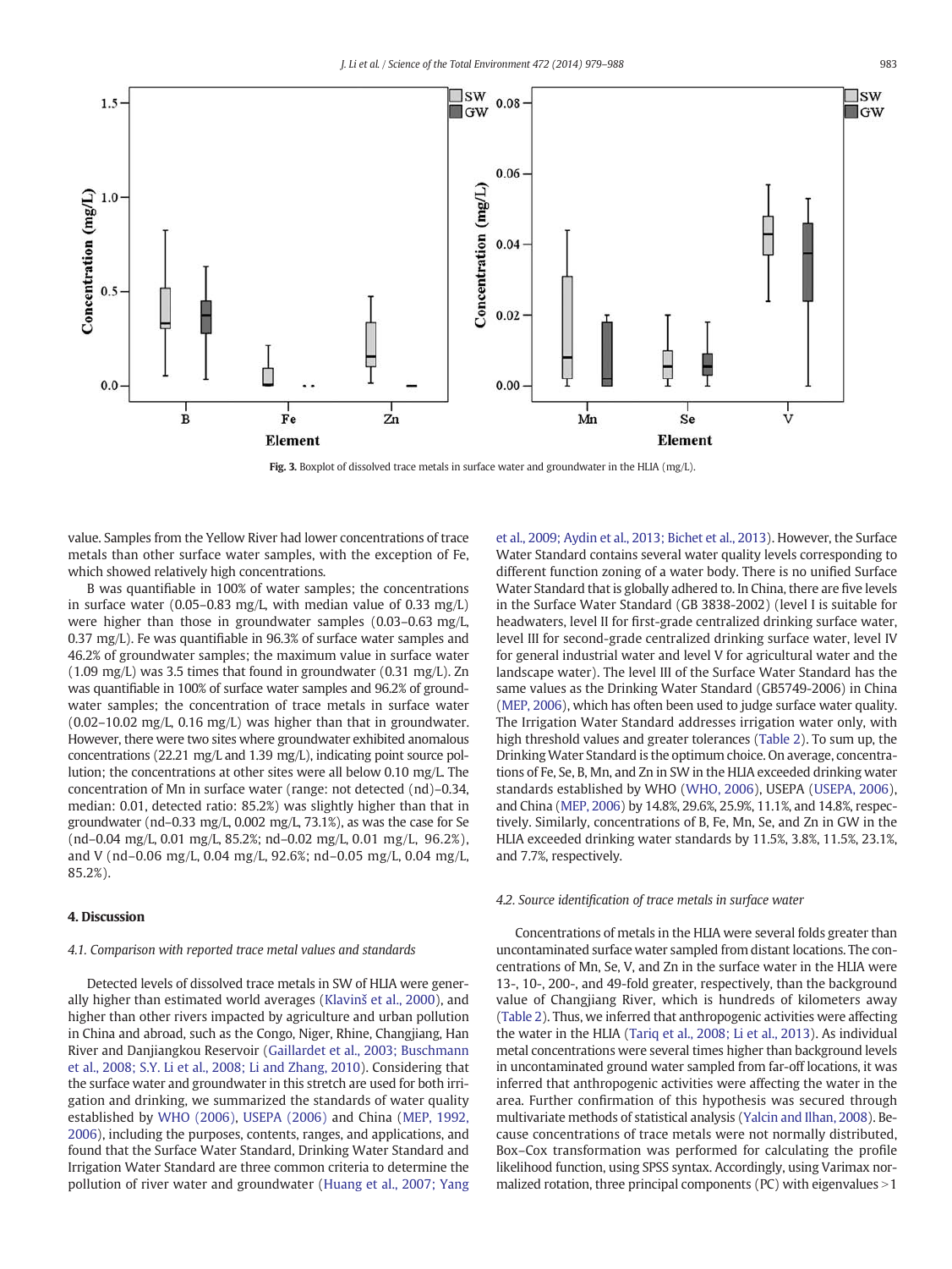Fig. 3. Boxplot of dissolved trace metals in surface water and groundwater in the HLIA (mg/L).

value. Samples from the Yellow River had lower concentrations of trace metals than other surface water samples, with the exception of Fe, which showed relatively high concentrations.

B was quantifiable in 100% of water samples; the concentrations in surface water (0.05–0.83 mg/L, with median value of 0.33 mg/L) were higher than those in groundwater samples (0.03–0.63 mg/L, 0.37 mg/L). Fe was quantifiable in 96.3% of surface water samples and 46.2% of groundwater samples; the maximum value in surface water (1.09 mg/L) was 3.5 times that found in groundwater (0.31 mg/L). Zn was quantifiable in 100% of surface water samples and 96.2% of groundwater samples; the concentration of trace metals in surface water (0.02–10.02 mg/L, 0.16 mg/L) was higher than that in groundwater. However, there were two sites where groundwater exhibited anomalous concentrations (22.21 mg/L and 1.39 mg/L), indicating point source pollution; the concentrations at other sites were all below 0.10 mg/L. The concentration of Mn in surface water (range: not detected (nd)–0.34, median: 0.01, detected ratio: 85.2%) was slightly higher than that in groundwater (nd–0.33 mg/L, 0.002 mg/L, 73.1%), as was the case for Se (nd–0.04 mg/L, 0.01 mg/L, 85.2%; nd–0.02 mg/L, 0.01 mg/L, 96.2%), and V (nd–0.06 mg/L, 0.04 mg/L, 92.6%; nd–0.05 mg/L, 0.04 mg/L, 85.2%).

## 4. Discussion

### 4.1. Comparison with reported trace metal values and standards

Detected levels of dissolved trace metals in SW of HLIA were generally higher than estimated world averages (Klavinš et al., 2000), and higher than other rivers impacted by agriculture and urban pollution in China and abroad, such as the Congo, Niger, Rhine, Changjiang, Han River and Danjiangkou Reservoir (Gaillardet et al., 2003; Buschmann et al., 2008; S.Y. Li et al., 2008; Li and Zhang, 2010). Considering that the surface water and groundwater in this stretch are used for both irrigation and drinking, we summarized the standards of water quality established by WHO (2006), USEPA (2006) and China (MEP, 1992, 2006), including the purposes, contents, ranges, and applications, and found that the Surface Water Standard, Drinking Water Standard and Irrigation Water Standard are three common criteria to determine the pollution of river water and groundwater (Huang et al., 2007; Yang et al., 2009; Aydin et al., 2013; Bichet et al., 2013). However, the Surface Water Standard contains several water quality levels corresponding to different function zoning of a water body. There is no unified Surface Water Standard that is globally adhered to. In China, there are five levels in the Surface Water Standard (GB 3838-2002) (level I is suitable for headwaters, level II for first-grade centralized drinking surface water, level III for second-grade centralized drinking surface water, level IV for general industrial water and level V for agricultural water and the landscape water). The level III of the Surface Water Standard has the same values as the Drinking Water Standard (GB5749-2006) in China (MEP, 2006), which has often been used to judge surface water quality. The Irrigation Water Standard addresses irrigation water only, with high threshold values and greater tolerances (Table 2). To sum up, the Drinking Water Standard is the optimum choice. On average, concentrations of Fe, Se, B, Mn, and Zn in SW in the HLIA exceeded drinking water standards established by WHO (WHO, 2006), USEPA (USEPA, 2006), and China (MEP, 2006) by 14.8%, 29.6%, 25.9%, 11.1%, and 14.8%, respectively. Similarly, concentrations of B, Fe, Mn, Se, and Zn in GW in the HLIA exceeded drinking water standards by 11.5%, 3.8%, 11.5%, 23.1%, and 7.7%, respectively.

### 4.2. Source identification of trace metals in surface water

Concentrations of metals in the HLIA were several folds greater than uncontaminated surface water sampled from distant locations. The concentrations of Mn, Se, V, and Zn in the surface water in the HLIA were 13-, 10-, 200-, and 49-fold greater, respectively, than the background value of Changjiang River, which is hundreds of kilometers away (Table 2). Thus, we inferred that anthropogenic activities were affecting the water in the HLIA (Tariq et al., 2008; Li et al., 2013). As individual metal concentrations were several times higher than background levels in uncontaminated ground water sampled from far-off locations, it was inferred that anthropogenic activities were affecting the water in the area. Further confirmation of this hypothesis was secured through multivariate methods of statistical analysis (Yalcin and Ilhan, 2008). Because concentrations of trace metals were not normally distributed, Box–Cox transformation was performed for calculating the profile likelihood function, using SPSS syntax. Accordingly, using Varimax normalized rotation, three principal components (PC) with eigenvalues >1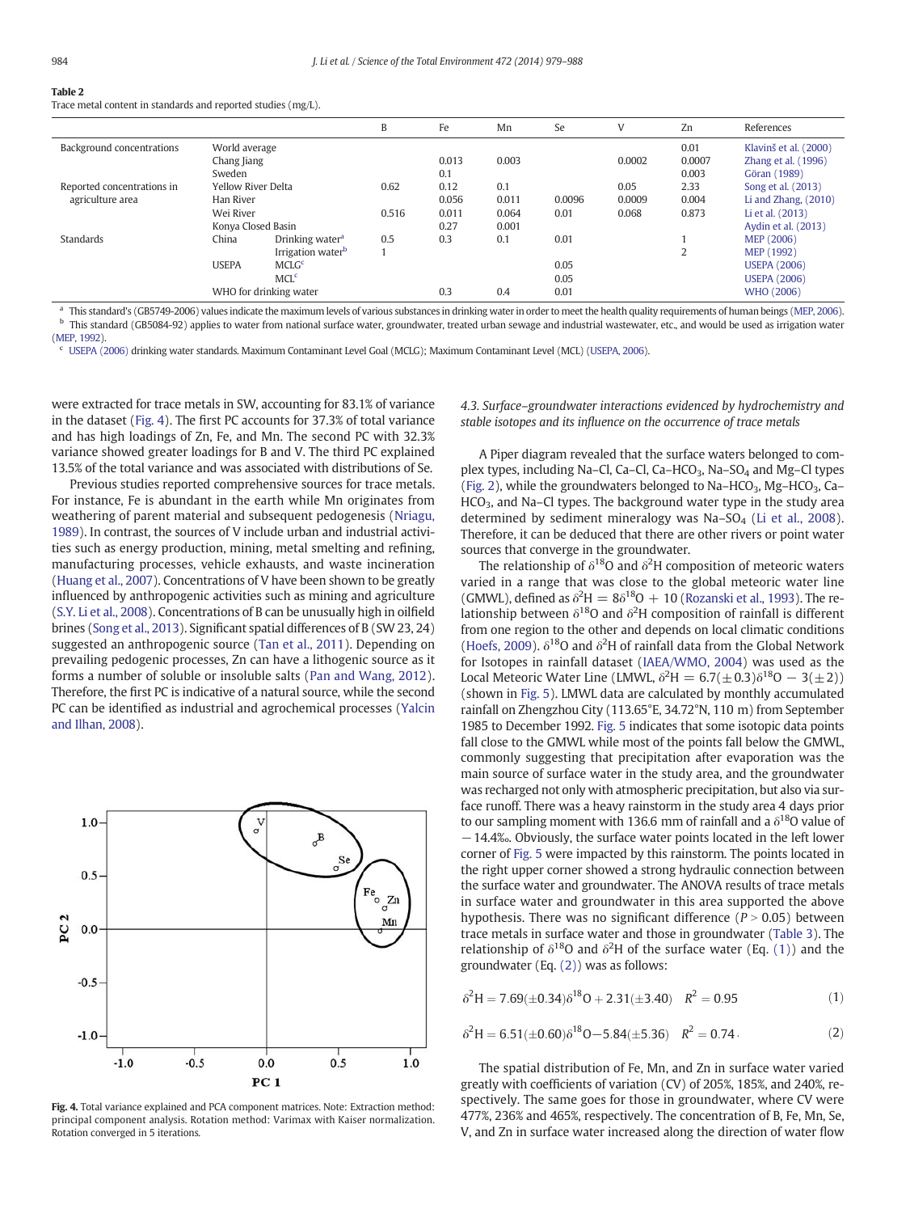**Table 2**
Trace metal content in standards and reported studies (mg/L).

| | | | B | Fe | Mn | Se | V | Zn | References |
|---|---|---|---|---|---|---|---|---|---|
| Background concentrations | World average | | | | | | | 0.01 | Klavinš et al. (2000) |
| | Chang Jiang | | | 0.013 | 0.003 | | 0.0002 | 0.0007 | Zhang et al. (1996) |
| | Sweden | | | 0.1 | | | | 0.003 | Göran (1989) |
| Reported concentrations in agriculture area | Yellow River Delta | | 0.62 | 0.12 | 0.1 | | 0.05 | 2.33 | Song et al. (2013) |
| | Han River | | | 0.056 | 0.011 | 0.0096 | 0.0009 | 0.004 | Li and Zhang, (2010) |
| | Wei River | | 0.516 | 0.011 | 0.064 | 0.01 | 0.068 | 0.873 | Li et al. (2013) |
| | Konya Closed Basin | | | 0.27 | 0.001 | | | | Aydin et al. (2013) |
| Standards | China | Drinking water[a] | 0.5 | 0.3 | 0.1 | 0.01 | | 1 | MEP (2006) |
| | | Irrigation water[b] | 1 | | | | | 2 | MEP (1992) |
| | USEPA | MCLG[c] | | | | 0.05 | | | USEPA (2006) |
| | | MCL[c] | | | | 0.05 | | | USEPA (2006) |
| | WHO for drinking water | | | 0.3 | 0.4 | 0.01 | | | WHO (2006) |

[a] This standard's (GB5749-2006) values indicate the maximum levels of various substances in drinking water in order to meet the health quality requirements of human beings (MEP, 2006).
[b] This standard (GB5084-92) applies to water from national surface water, groundwater, treated urban sewage and industrial wastewater, etc., and would be used as irrigation water (MEP, 1992).
[c] USEPA (2006) drinking water standards. Maximum Contaminant Level Goal (MCLG); Maximum Contaminant Level (MCL) (USEPA, 2006).

were extracted for trace metals in SW, accounting for 83.1% of variance in the dataset (Fig. 4). The first PC accounts for 37.3% of total variance and has high loadings of Zn, Fe, and Mn. The second PC with 32.3% variance showed greater loadings for B and V. The third PC explained 13.5% of the total variance and was associated with distributions of Se.

Previous studies reported comprehensive sources for trace metals. For instance, Fe is abundant in the earth while Mn originates from weathering of parent material and subsequent pedogenesis (Nriagu, 1989). In contrast, the sources of V include urban and industrial activities such as energy production, mining, metal smelting and refining, manufacturing processes, vehicle exhausts, and waste incineration (Huang et al., 2007). Concentrations of V have been shown to be greatly influenced by anthropogenic activities such as mining and agriculture (S.Y. Li et al., 2008). Concentrations of B can be unusually high in oilfield brines (Song et al., 2013). Significant spatial differences of B (SW 23, 24) suggested an anthropogenic source (Tan et al., 2011). Depending on prevailing pedogenic processes, Zn can have a lithogenic source as it forms a number of soluble or insoluble salts (Pan and Wang, 2012). Therefore, the first PC is indicative of a natural source, while the second PC can be identified as industrial and agrochemical processes (Yalcin and Ilhan, 2008).

**Fig. 4.** Total variance explained and PCA component matrices. Note: Extraction method: principal component analysis. Rotation method: Varimax with Kaiser normalization. Rotation converged in 5 iterations.

### *4.3. Surface–groundwater interactions evidenced by hydrochemistry and stable isotopes and its influence on the occurrence of trace metals*

A Piper diagram revealed that the surface waters belonged to complex types, including Na–Cl, Ca–Cl, Ca–$HCO_3$, Na–$SO_4$ and Mg–Cl types (Fig. 2), while the groundwaters belonged to Na–$HCO_3$, Mg–$HCO_3$, Ca–$HCO_3$, and Na–Cl types. The background water type in the study area determined by sediment mineralogy was Na–$SO_4$ (Li et al., 2008). Therefore, it can be deduced that there are other rivers or point water sources that converge in the groundwater.

The relationship of $\delta^{18}O$ and $\delta^{2}H$ composition of meteoric waters varied in a range that was close to the global meteoric water line (GMWL), defined as $\delta^2H = 8\delta^{18}O + 10$ (Rozanski et al., 1993). The relationship between $\delta^{18}O$ and $\delta^{2}H$ composition of rainfall is different from one region to the other and depends on local climatic conditions (Hoefs, 2009). $\delta^{18}O$ and $\delta^{2}H$ of rainfall data from the Global Network for Isotopes in rainfall dataset (IAEA/WMO, 2004) was used as the Local Meteoric Water Line (LMWL, $\delta^2H = 6.7(\pm 0.3)\delta^{18}O - 3(\pm 2)$) (shown in Fig. 5). LMWL data are calculated by monthly accumulated rainfall on Zhengzhou City (113.65°E, 34.72°N, 110 m) from September 1985 to December 1992. Fig. 5 indicates that some isotopic data points fall close to the GMWL while most of the points fall below the GMWL, commonly suggesting that precipitation after evaporation was the main source of surface water in the study area, and the groundwater was recharged not only with atmospheric precipitation, but also via surface runoff. There was a heavy rainstorm in the study area 4 days prior to our sampling moment with 136.6 mm of rainfall and a $\delta^{18}O$ value of −14.4‰. Obviously, the surface water points located in the left lower corner of Fig. 5 were impacted by this rainstorm. The points located in the right upper corner showed a strong hydraulic connection between the surface water and groundwater. The ANOVA results of trace metals in surface water and groundwater in this area supported the above hypothesis. There was no significant difference ($P > 0.05$) between trace metals in surface water and those in groundwater (Table 3). The relationship of $\delta^{18}O$ and $\delta^{2}H$ of the surface water (Eq. (1)) and the groundwater (Eq. (2)) was as follows:

$$\delta^2H = 7.69(\pm 0.34)\delta^{18}O + 2.31(\pm 3.40) \quad R^2 = 0.95 \tag{1}$$

$$\delta^2H = 6.51(\pm 0.60)\delta^{18}O - 5.84(\pm 5.36) \quad R^2 = 0.74. \tag{2}$$

The spatial distribution of Fe, Mn, and Zn in surface water varied greatly with coefficients of variation (CV) of 205%, 185%, and 240%, respectively. The same goes for those in groundwater, where CV were 477%, 236% and 465%, respectively. The concentration of B, Fe, Mn, Se, V, and Zn in surface water increased along the direction of water flow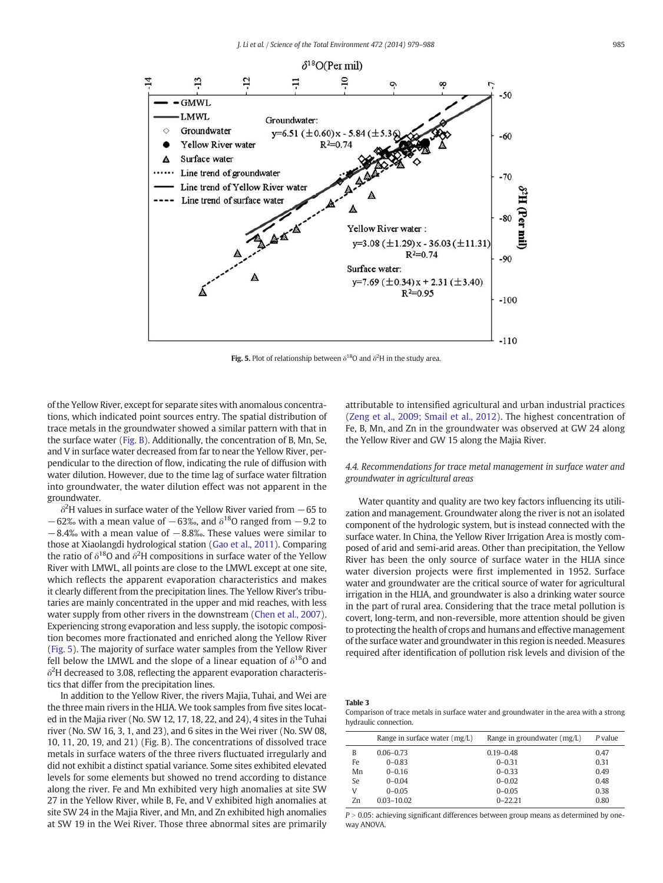Fig. 5. Plot of relationship between $\delta^{18}O$ and $\delta^2H$ in the study area.

of the Yellow River, except for separate sites with anomalous concentrations, which indicated point sources entry. The spatial distribution of trace metals in the groundwater showed a similar pattern with that in the surface water (Fig. B). Additionally, the concentration of B, Mn, Se, and V in surface water decreased from far to near the Yellow River, perpendicular to the direction of flow, indicating the rule of diffusion with water dilution. However, due to the time lag of surface water filtration into groundwater, the water dilution effect was not apparent in the groundwater.

$\delta^2H$ values in surface water of the Yellow River varied from −65 to −62‰ with a mean value of −63‰, and $\delta^{18}O$ ranged from −9.2 to −8.4‰ with a mean value of −8.8‰. These values were similar to those at Xiaolangdi hydrological station (Gao et al., 2011). Comparing the ratio of $\delta^{18}O$ and $\delta^2H$ compositions in surface water of the Yellow River with LMWL, all points are close to the LMWL except at one site, which reflects the apparent evaporation characteristics and makes it clearly different from the precipitation lines. The Yellow River's tributaries are mainly concentrated in the upper and mid reaches, with less water supply from other rivers in the downstream (Chen et al., 2007). Experiencing strong evaporation and less supply, the isotopic composition becomes more fractionated and enriched along the Yellow River (Fig. 5). The majority of surface water samples from the Yellow River fell below the LMWL and the slope of a linear equation of $\delta^{18}O$ and $\delta^2H$ decreased to 3.08, reflecting the apparent evaporation characteristics that differ from the precipitation lines.

In addition to the Yellow River, the rivers Majia, Tuhai, and Wei are the three main rivers in the HLIA. We took samples from five sites located in the Majia river (No. SW 12, 17, 18, 22, and 24), 4 sites in the Tuhai river (No. SW 16, 3, 1, and 23), and 6 sites in the Wei river (No. SW 08, 10, 11, 20, 19, and 21) (Fig. B). The concentrations of dissolved trace metals in surface waters of the three rivers fluctuated irregularly and did not exhibit a distinct spatial variance. Some sites exhibited elevated levels for some elements but showed no trend according to distance along the river. Fe and Mn exhibited very high anomalies at site SW 27 in the Yellow River, while B, Fe, and V exhibited high anomalies at site SW 24 in the Majia River, and Mn, and Zn exhibited high anomalies at SW 19 in the Wei River. Those three abnormal sites are primarily attributable to intensified agricultural and urban industrial practices (Zeng et al., 2009; Smail et al., 2012). The highest concentration of Fe, B, Mn, and Zn in the groundwater was observed at GW 24 along the Yellow River and GW 15 along the Majia River.

### 4.4. Recommendations for trace metal management in surface water and groundwater in agricultural areas

Water quantity and quality are two key factors influencing its utilization and management. Groundwater along the river is not an isolated component of the hydrologic system, but is instead connected with the surface water. In China, the Yellow River Irrigation Area is mostly composed of arid and semi-arid areas. Other than precipitation, the Yellow River has been the only source of surface water in the HLIA since water diversion projects were first implemented in 1952. Surface water and groundwater are the critical source of water for agricultural irrigation in the HLIA, and groundwater is also a drinking water source in the part of rural area. Considering that the trace metal pollution is covert, long-term, and non-reversible, more attention should be given to protecting the health of crops and humans and effective management of the surface water and groundwater in this region is needed. Measures required after identification of pollution risk levels and division of the

**Table 3**
Comparison of trace metals in surface water and groundwater in the area with a strong hydraulic connection.

| | Range in surface water (mg/L) | Range in groundwater (mg/L) | P value |
|---|---|---|---|
| B | 0.06–0.73 | 0.19–0.48 | 0.47 |
| Fe | 0–0.83 | 0–0.31 | 0.31 |
| Mn | 0–0.16 | 0–0.33 | 0.49 |
| Se | 0–0.04 | 0–0.02 | 0.48 |
| V | 0–0.05 | 0–0.05 | 0.38 |
| Zn | 0.03–10.02 | 0–22.21 | 0.80 |

$P > 0.05$: achieving significant differences between group means as determined by one-way ANOVA.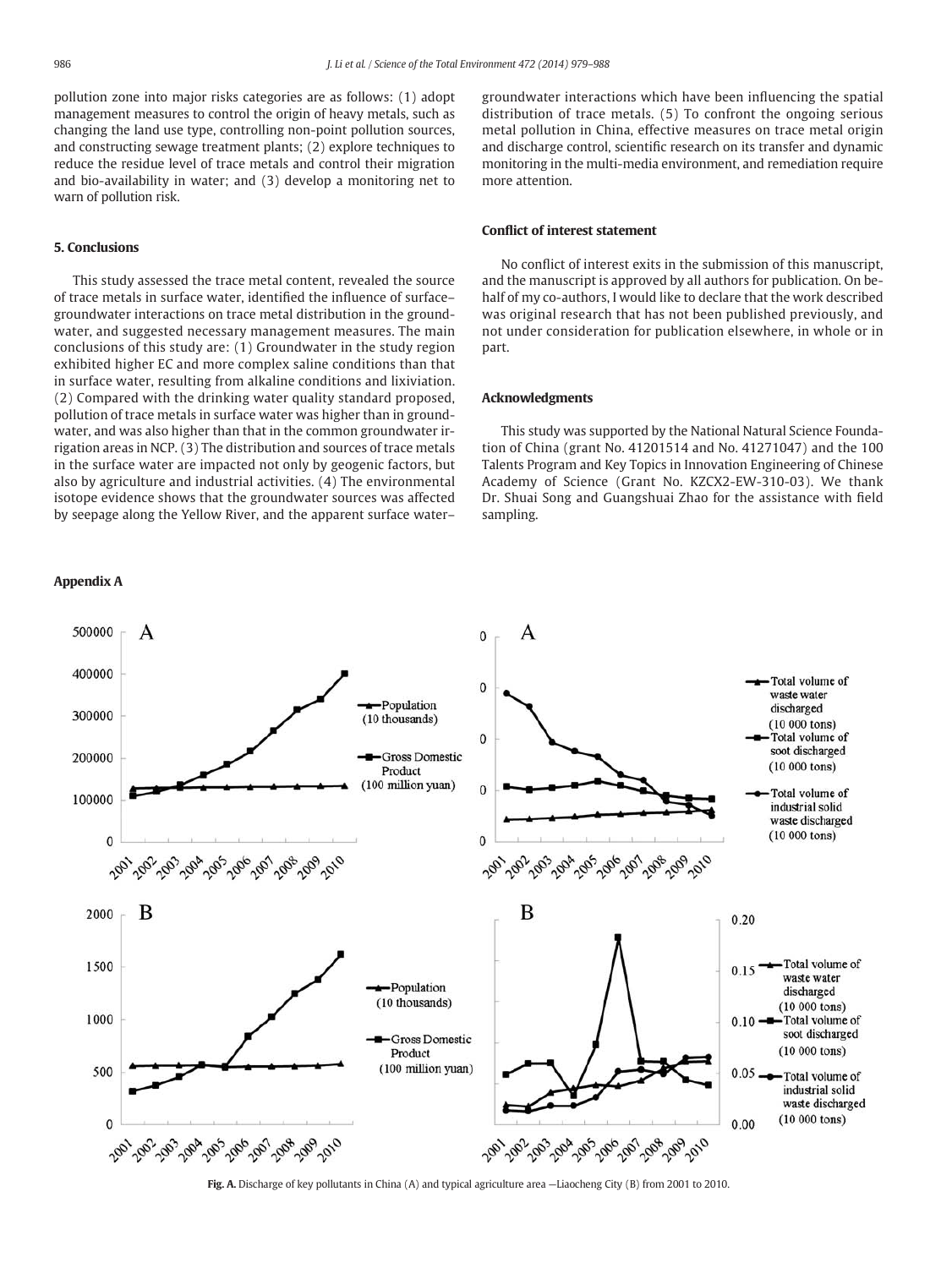pollution zone into major risks categories are as follows: (1) adopt management measures to control the origin of heavy metals, such as changing the land use type, controlling non-point pollution sources, and constructing sewage treatment plants; (2) explore techniques to reduce the residue level of trace metals and control their migration and bio-availability in water; and (3) develop a monitoring net to warn of pollution risk.

## 5. Conclusions

This study assessed the trace metal content, revealed the source of trace metals in surface water, identified the influence of surface–groundwater interactions on trace metal distribution in the groundwater, and suggested necessary management measures. The main conclusions of this study are: (1) Groundwater in the study region exhibited higher EC and more complex saline conditions than that in surface water, resulting from alkaline conditions and lixiviation. (2) Compared with the drinking water quality standard proposed, pollution of trace metals in surface water was higher than in groundwater, and was also higher than that in the common groundwater irrigation areas in NCP. (3) The distribution and sources of trace metals in the surface water are impacted not only by geogenic factors, but also by agriculture and industrial activities. (4) The environmental isotope evidence shows that the groundwater sources was affected by seepage along the Yellow River, and the apparent surface water–groundwater interactions which have been influencing the spatial distribution of trace metals. (5) To confront the ongoing serious metal pollution in China, effective measures on trace metal origin and discharge control, scientific research on its transfer and dynamic monitoring in the multi-media environment, and remediation require more attention.

## Conflict of interest statement

No conflict of interest exits in the submission of this manuscript, and the manuscript is approved by all authors for publication. On behalf of my co-authors, I would like to declare that the work described was original research that has not been published previously, and not under consideration for publication elsewhere, in whole or in part.

## Acknowledgments

This study was supported by the National Natural Science Foundation of China (grant No. 41201514 and No. 41271047) and the 100 Talents Program and Key Topics in Innovation Engineering of Chinese Academy of Science (Grant No. KZCX2-EW-310-03). We thank Dr. Shuai Song and Guangshuai Zhao for the assistance with field sampling.

## Appendix A

**Fig. A.** Discharge of key pollutants in China (A) and typical agriculture area —Liaocheng City (B) from 2001 to 2010.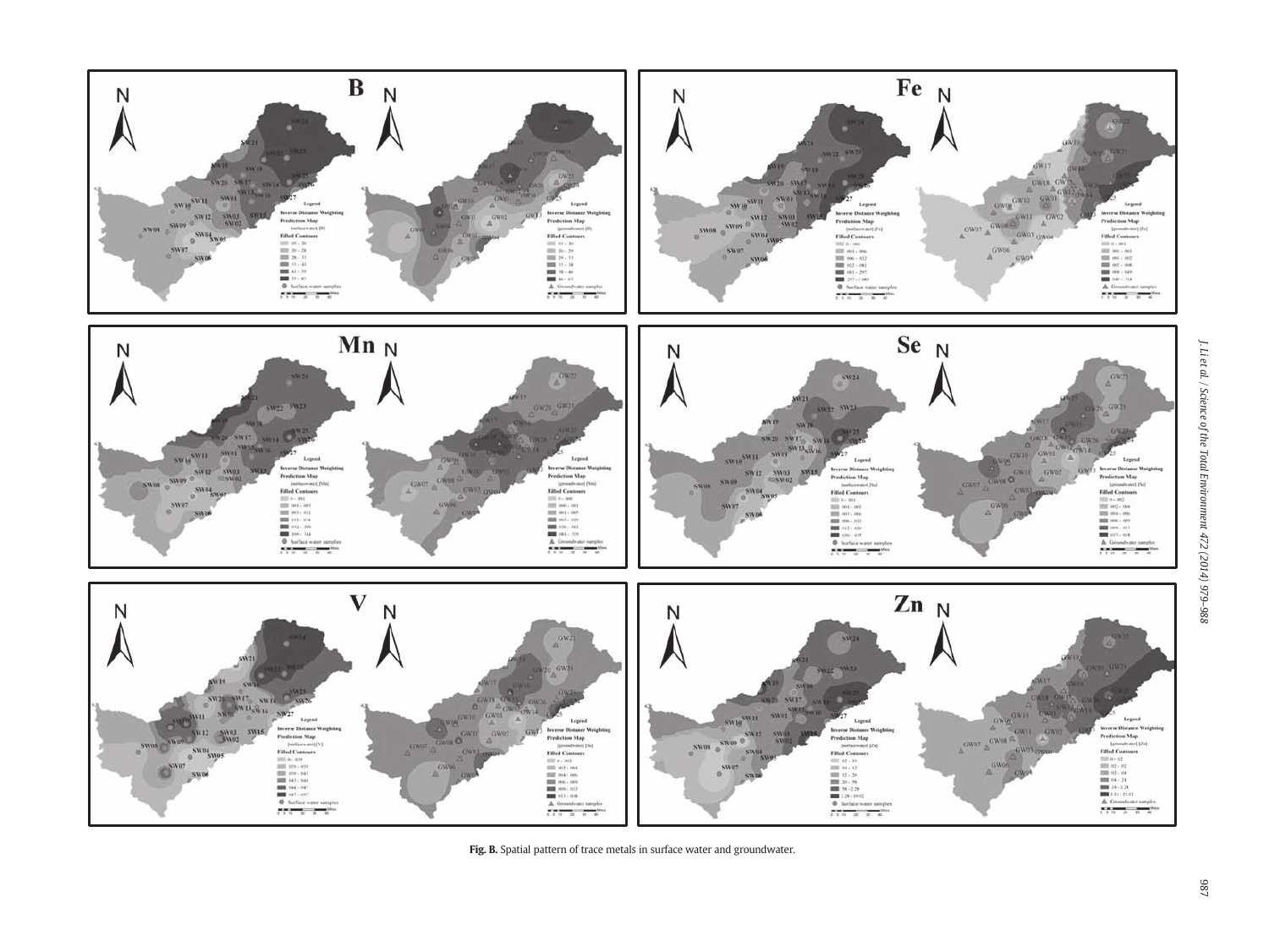**Fig. B.** Spatial pattern of trace metals in surface water and groundwater.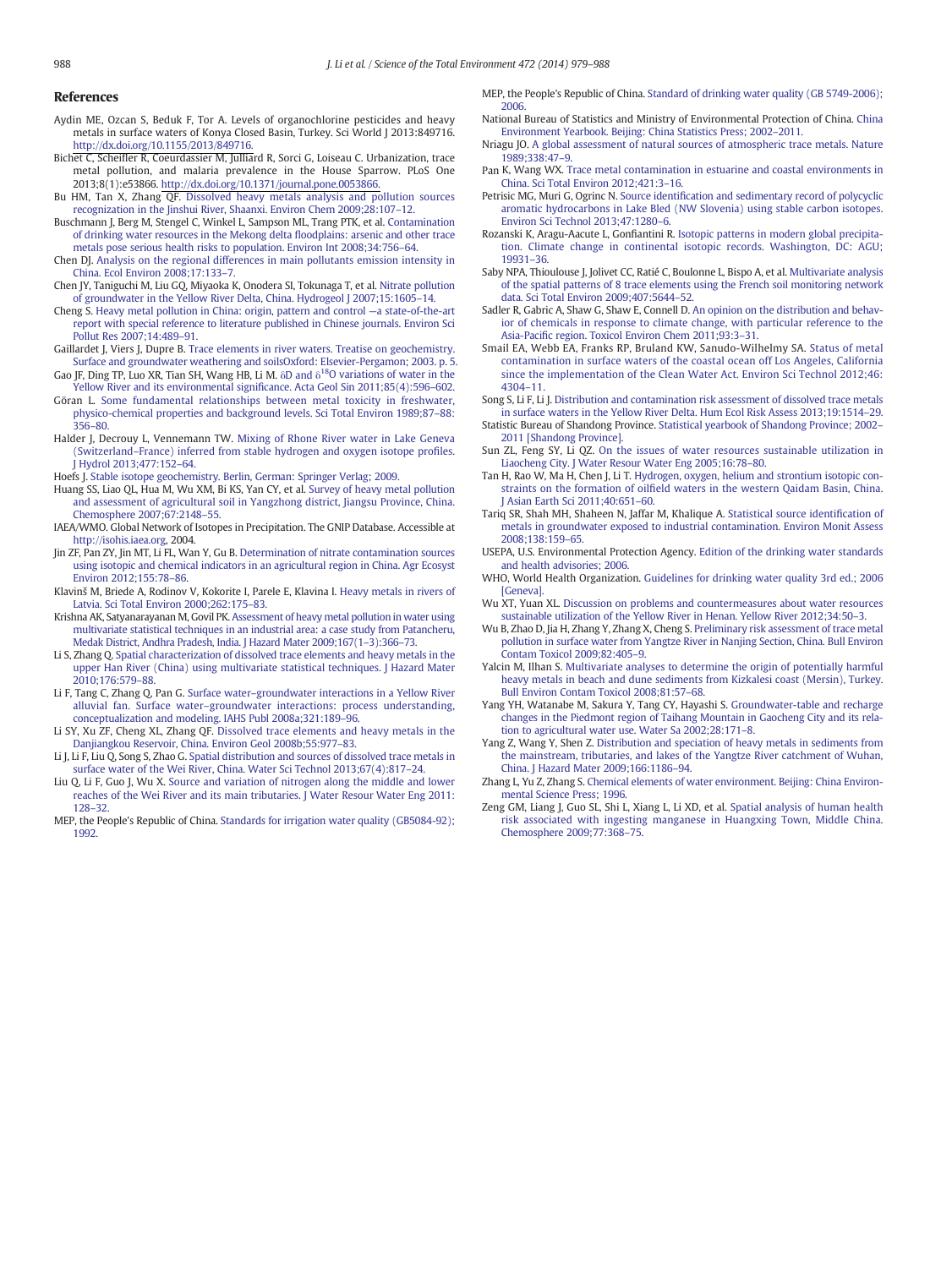## References

Aydin ME, Ozcan S, Beduk F, Tor A. Levels of organochlorine pesticides and heavy metals in surface waters of Konya Closed Basin, Turkey. Sci World J 2013:849716. http://dx.doi.org/10.1155/2013/849716.

Bichet C, Scheifler R, Coeurdassier M, Julliard R, Sorci G, Loiseau C. Urbanization, trace metal pollution, and malaria prevalence in the House Sparrow. PLoS One 2013;8(1):e53866. http://dx.doi.org/10.1371/journal.pone.0053866.

Bu HM, Tan X, Zhang QF. Dissolved heavy metals analysis and pollution sources recognization in the Jinshui River, Shaanxi. Environ Chem 2009;28:107–12.

Buschmann J, Berg M, Stengel C, Winkel L, Sampson ML, Trang PTK, et al. Contamination of drinking water resources in the Mekong delta floodplains: arsenic and other trace metals pose serious health risks to population. Environ Int 2008;34:756–64.

Chen DJ. Analysis on the regional differences in main pollutants emission intensity in China. Ecol Environ 2008;17:133–7.

Chen JY, Taniguchi M, Liu GQ, Miyaoka K, Onodera SI, Tokunaga T, et al. Nitrate pollution of groundwater in the Yellow River Delta, China. Hydrogeol J 2007;15:1605–14.

Cheng S. Heavy metal pollution in China: origin, pattern and control —a state-of-the-art report with special reference to literature published in Chinese journals. Environ Sci Pollut Res 2007;14:489–91.

Gaillardet J, Viers J, Dupre B. Trace elements in river waters. Treatise on geochemistry. Surface and groundwater weathering and soilsOxford: Elsevier-Pergamon; 2003. p. 5.

Gao JF, Ding TP, Luo XR, Tian SH, Wang HB, Li M. δD and $\delta^{18}$O variations of water in the Yellow River and its environmental significance. Acta Geol Sin 2011;85(4):596–602.

Göran L. Some fundamental relationships between metal toxicity in freshwater, physico-chemical properties and background levels. Sci Total Environ 1989;87–88:356–80.

Halder J, Decrouy L, Vennemann TW. Mixing of Rhone River water in Lake Geneva (Switzerland–France) inferred from stable hydrogen and oxygen isotope profiles. J Hydrol 2013;477:152–64.

Hoefs J. Stable isotope geochemistry. Berlin, German: Springer Verlag; 2009.

Huang SS, Liao QL, Hua M, Wu XM, Bi KS, Yan CY, et al. Survey of heavy metal pollution and assessment of agricultural soil in Yangzhong district, Jiangsu Province, China. Chemosphere 2007;67:2148–55.

IAEA/WMO. Global Network of Isotopes in Precipitation. The GNIP Database. Accessible at http://isohis.iaea.org, 2004.

Jin ZF, Pan ZY, Jin MT, Li FL, Wan Y, Gu B. Determination of nitrate contamination sources using isotopic and chemical indicators in an agricultural region in China. Agr Ecosyst Environ 2012;155:78–86.

Klavinš M, Briede A, Rodinov V, Kokorite I, Parele E, Klavina I. Heavy metals in rivers of Latvia. Sci Total Environ 2000;262:175–83.

Krishna AK, Satyanarayanan M, Govil PK. Assessment of heavy metal pollution in water using multivariate statistical techniques in an industrial area: a case study from Patancheru, Medak District, Andhra Pradesh, India. J Hazard Mater 2009;167(1–3):366–73.

Li S, Zhang Q. Spatial characterization of dissolved trace elements and heavy metals in the upper Han River (China) using multivariate statistical techniques. J Hazard Mater 2010;176:579–88.

Li F, Tang C, Zhang Q, Pan G. Surface water–groundwater interactions in a Yellow River alluvial fan. Surface water–groundwater interactions: process understanding, conceptualization and modeling. IAHS Publ 2008a;321:189–96.

Li SY, Xu ZF, Cheng XL, Zhang QF. Dissolved trace elements and heavy metals in the Danjiangkou Reservoir, China. Environ Geol 2008b;55:977–83.

Li J, Li F, Liu Q, Song S, Zhao G. Spatial distribution and sources of dissolved trace metals in surface water of the Wei River, China. Water Sci Technol 2013;67(4):817–24.

Liu Q, Li F, Guo J, Wu X. Source and variation of nitrogen along the middle and lower reaches of the Wei River and its main tributaries. J Water Resour Water Eng 2011:128–32.

MEP, the People's Republic of China. Standards for irrigation water quality (GB5084-92); 1992.

MEP, the People's Republic of China. Standard of drinking water quality (GB 5749-2006); 2006.

National Bureau of Statistics and Ministry of Environmental Protection of China. China Environment Yearbook. Beijing: China Statistics Press; 2002–2011.

Nriagu JO. A global assessment of natural sources of atmospheric trace metals. Nature 1989;338:47–9.

Pan K, Wang WX. Trace metal contamination in estuarine and coastal environments in China. Sci Total Environ 2012;421:3–16.

Petrisic MG, Muri G, Ogrinc N. Source identification and sedimentary record of polycyclic aromatic hydrocarbons in Lake Bled (NW Slovenia) using stable carbon isotopes. Environ Sci Technol 2013;47:1280–6.

Rozanski K, Aragu-Aacute L, Gonfiantini R. Isotopic patterns in modern global precipitation. Climate change in continental isotopic records. Washington, DC: AGU; 19931–36.

Saby NPA, Thioulouse J, Jolivet CC, Ratié C, Boulonne L, Bispo A, et al. Multivariate analysis of the spatial patterns of 8 trace elements using the French soil monitoring network data. Sci Total Environ 2009;407:5644–52.

Sadler R, Gabric A, Shaw G, Shaw E, Connell D. An opinion on the distribution and behavior of chemicals in response to climate change, with particular reference to the Asia-Pacific region. Toxicol Environ Chem 2011;93:3–31.

Smail EA, Webb EA, Franks RP, Bruland KW, Sanudo-Wilhelmy SA. Status of metal contamination in surface waters of the coastal ocean off Los Angeles, California since the implementation of the Clean Water Act. Environ Sci Technol 2012;46:4304–11.

Song S, Li F, Li J. Distribution and contamination risk assessment of dissolved trace metals in surface waters in the Yellow River Delta. Hum Ecol Risk Assess 2013;19:1514–29.

Statistic Bureau of Shandong Province. Statistical yearbook of Shandong Province; 2002–2011 [Shandong Province].

Sun ZL, Feng SY, Li QZ. On the issues of water resources sustainable utilization in Liaocheng City. J Water Resour Water Eng 2005;16:78–80.

Tan H, Rao W, Ma H, Chen J, Li T. Hydrogen, oxygen, helium and strontium isotopic constraints on the formation of oilfield waters in the western Qaidam Basin, China. J Asian Earth Sci 2011;40:651–60.

Tariq SR, Shah MH, Shaheen N, Jaffar M, Khalique A. Statistical source identification of metals in groundwater exposed to industrial contamination. Environ Monit Assess 2008;138:159–65.

USEPA, U.S. Environmental Protection Agency. Edition of the drinking water standards and health advisories; 2006.

WHO, World Health Organization. Guidelines for drinking water quality 3rd ed.; 2006 [Geneva].

Wu XT, Yuan XL. Discussion on problems and countermeasures about water resources sustainable utilization of the Yellow River in Henan. Yellow River 2012;34:50–3.

Wu B, Zhao D, Jia H, Zhang Y, Zhang X, Cheng S. Preliminary risk assessment of trace metal pollution in surface water from Yangtze River in Nanjing Section, China. Bull Environ Contam Toxicol 2009;82:405–9.

Yalcin M, Ilhan S. Multivariate analyses to determine the origin of potentially harmful heavy metals in beach and dune sediments from Kizkalesi coast (Mersin), Turkey. Bull Environ Contam Toxicol 2008;81:57–68.

Yang YH, Watanabe M, Sakura Y, Tang CY, Hayashi S. Groundwater-table and recharge changes in the Piedmont region of Taihang Mountain in Gaocheng City and its relation to agricultural water use. Water Sa 2002;28:171–8.

Yang Z, Wang Y, Shen Z. Distribution and speciation of heavy metals in sediments from the mainstream, tributaries, and lakes of the Yangtze River catchment of Wuhan, China. J Hazard Mater 2009;166:1186–94.

Zhang L, Yu Z, Zhang S. Chemical elements of water environment. Beijing: China Environmental Science Press; 1996.

Zeng GM, Liang J, Guo SL, Shi L, Xiang L, Li XD, et al. Spatial analysis of human health risk associated with ingesting manganese in Huangxing Town, Middle China. Chemosphere 2009;77:368–75.